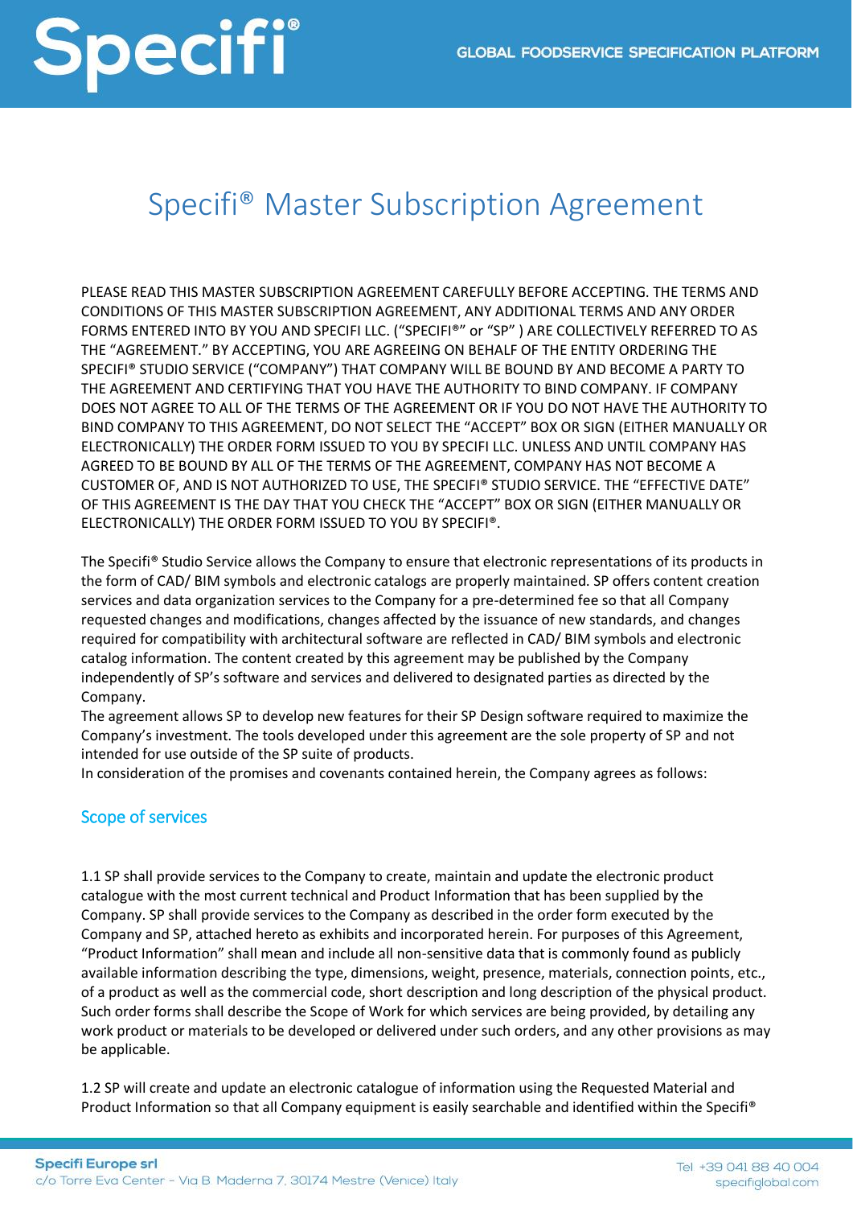# Specifi® Master Subscription Agreement

PLEASE READ THIS MASTER SUBSCRIPTION AGREEMENT CAREFULLY BEFORE ACCEPTING. THE TERMS AND CONDITIONS OF THIS MASTER SUBSCRIPTION AGREEMENT, ANY ADDITIONAL TERMS AND ANY ORDER FORMS ENTERED INTO BY YOU AND SPECIFI LLC. ("SPECIFI®" or "SP" ) ARE COLLECTIVELY REFERRED TO AS THE "AGREEMENT." BY ACCEPTING, YOU ARE AGREEING ON BEHALF OF THE ENTITY ORDERING THE SPECIFI® STUDIO SERVICE ("COMPANY") THAT COMPANY WILL BE BOUND BY AND BECOME A PARTY TO THE AGREEMENT AND CERTIFYING THAT YOU HAVE THE AUTHORITY TO BIND COMPANY. IF COMPANY DOES NOT AGREE TO ALL OF THE TERMS OF THE AGREEMENT OR IF YOU DO NOT HAVE THE AUTHORITY TO BIND COMPANY TO THIS AGREEMENT, DO NOT SELECT THE "ACCEPT" BOX OR SIGN (EITHER MANUALLY OR ELECTRONICALLY) THE ORDER FORM ISSUED TO YOU BY SPECIFI LLC. UNLESS AND UNTIL COMPANY HAS AGREED TO BE BOUND BY ALL OF THE TERMS OF THE AGREEMENT, COMPANY HAS NOT BECOME A CUSTOMER OF, AND IS NOT AUTHORIZED TO USE, THE SPECIFI® STUDIO SERVICE. THE "EFFECTIVE DATE" OF THIS AGREEMENT IS THE DAY THAT YOU CHECK THE "ACCEPT" BOX OR SIGN (EITHER MANUALLY OR ELECTRONICALLY) THE ORDER FORM ISSUED TO YOU BY SPECIFI®.

The Specifi® Studio Service allows the Company to ensure that electronic representations of its products in the form of CAD/ BIM symbols and electronic catalogs are properly maintained. SP offers content creation services and data organization services to the Company for a pre-determined fee so that all Company requested changes and modifications, changes affected by the issuance of new standards, and changes required for compatibility with architectural software are reflected in CAD/ BIM symbols and electronic catalog information. The content created by this agreement may be published by the Company independently of SP's software and services and delivered to designated parties as directed by the Company.
The agreement allows SP to develop new features for their SP Design software required to maximize the Company's investment. The tools developed under this agreement are the sole property of SP and not intended for use outside of the SP suite of products.
In consideration of the promises and covenants contained herein, the Company agrees as follows:

## Scope of services

1.1 SP shall provide services to the Company to create, maintain and update the electronic product catalogue with the most current technical and Product Information that has been supplied by the Company. SP shall provide services to the Company as described in the order form executed by the Company and SP, attached hereto as exhibits and incorporated herein. For purposes of this Agreement, "Product Information" shall mean and include all non-sensitive data that is commonly found as publicly available information describing the type, dimensions, weight, presence, materials, connection points, etc., of a product as well as the commercial code, short description and long description of the physical product. Such order forms shall describe the Scope of Work for which services are being provided, by detailing any work product or materials to be developed or delivered under such orders, and any other provisions as may be applicable.

1.2 SP will create and update an electronic catalogue of information using the Requested Material and Product Information so that all Company equipment is easily searchable and identified within the Specifi®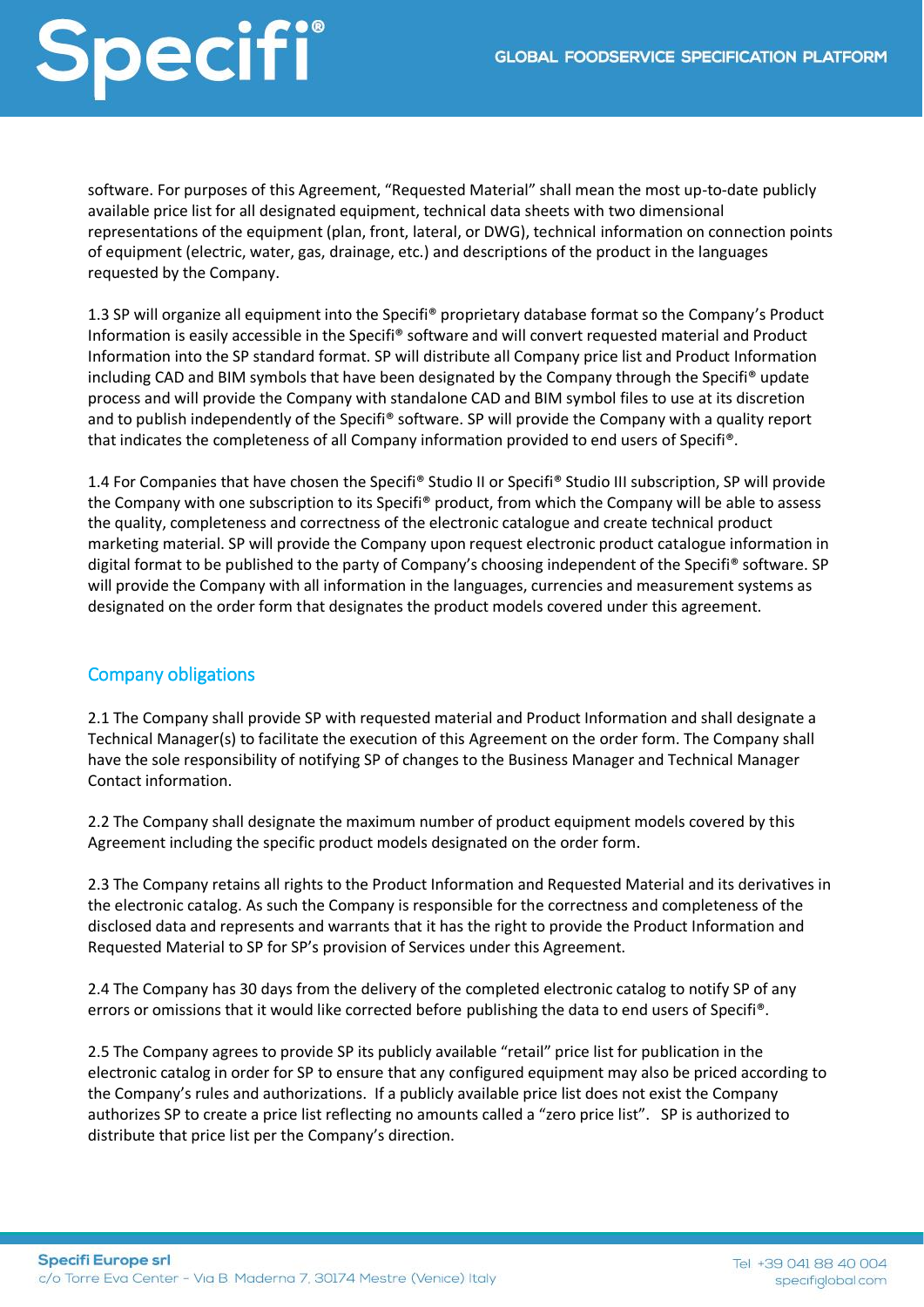software. For purposes of this Agreement, "Requested Material" shall mean the most up-to-date publicly available price list for all designated equipment, technical data sheets with two dimensional representations of the equipment (plan, front, lateral, or DWG), technical information on connection points of equipment (electric, water, gas, drainage, etc.) and descriptions of the product in the languages requested by the Company.

1.3 SP will organize all equipment into the Specifi® proprietary database format so the Company's Product Information is easily accessible in the Specifi® software and will convert requested material and Product Information into the SP standard format. SP will distribute all Company price list and Product Information including CAD and BIM symbols that have been designated by the Company through the Specifi® update process and will provide the Company with CAD and BIM symbol files to use at its discretion and to publish independently of the Specifi® software. SP will provide the Company with a quality report that indicates the completeness of all Company information provided to end users of Specifi®.

1.4 For Companies that have chosen the Specifi® Studio II or Specifi® Studio III subscription, SP will provide the Company with one subscription to its Specifi® product, from which the Company will be able to assess the quality, completeness and correctness of the electronic catalogue and create technical product marketing material. SP will provide the Company upon request electronic product catalogue information in digital format to be published to the party of Company's choosing independent of the Specifi® software. SP will provide the Company with all information in the languages, currencies and measurement systems as designated on the order form that designates the product models covered under this agreement.

## Company obligations

2.1 The Company shall provide SP with requested material and Product Information and shall designate a Technical Manager(s) to facilitate the execution of this Agreement on the order form. The Company shall have the sole responsibility of notifying SP of changes to the Business Manager and Technical Manager Contact information.

2.2 The Company shall designate the maximum number of product equipment models covered by this Agreement including the specific product models designated on the order form.

2.3 The Company retains all rights to the Product Information and Requested Material and its derivatives in the electronic catalog. As such the Company is responsible for the correctness and completeness of the disclosed data and represents and warrants that it has the right to provide the Product Information and Requested Material to SP for SP's provision of Services under this Agreement.

2.4 The Company has 30 days from the delivery of the completed electronic catalog to notify SP of any errors or omissions that it would like corrected before publishing the data to end users of Specifi®.

2.5 The Company agrees to provide SP its publicly available "retail" price list for publication in the electronic catalog in order for SP to ensure that any configured equipment may also be priced according to the Company's rules and authorizations. If a publicly available price list does not exist the Company authorizes SP to create a price list reflecting no amounts called a "zero price list". SP is authorized to distribute that price list per the Company's direction.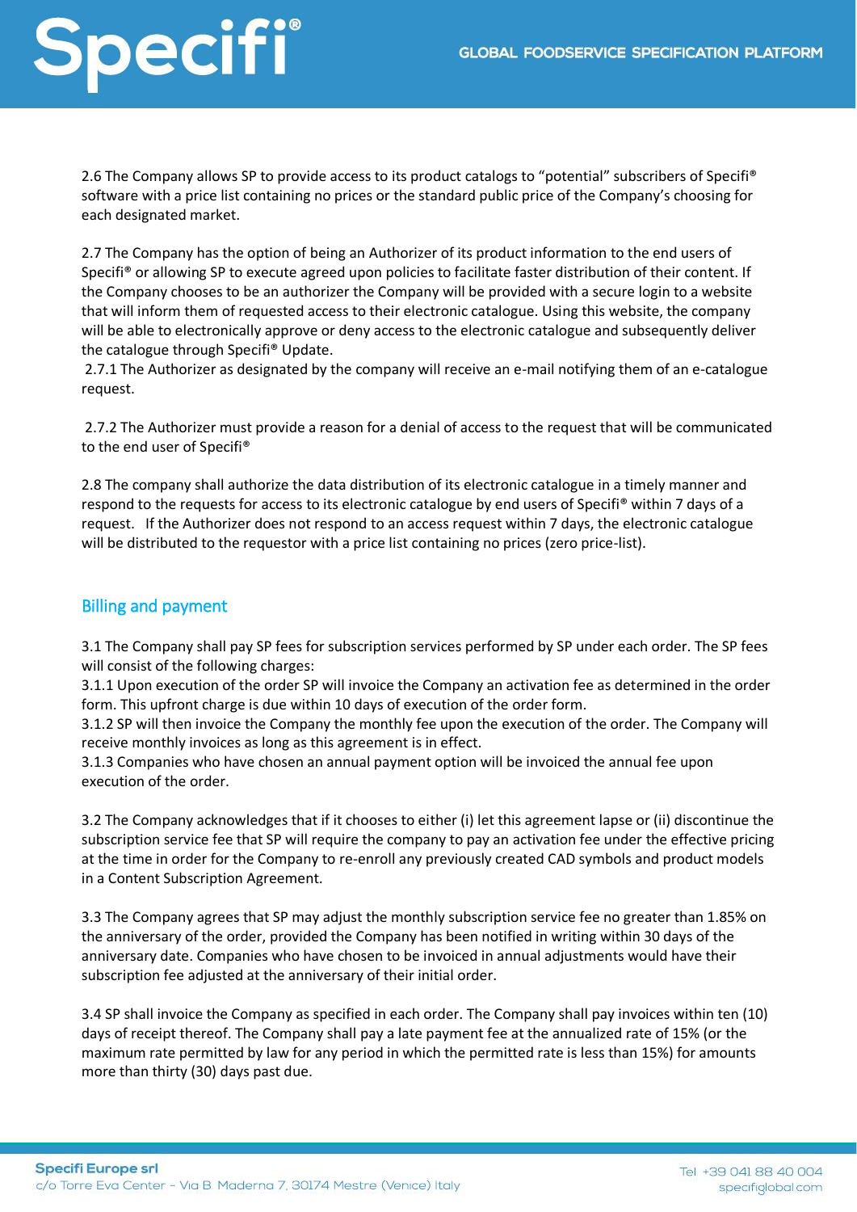2.6 The Company allows SP to provide access to its product catalogs to "potential" subscribers of Specifi® software with a price list containing no prices or the standard public price of the Company's choosing for each designated market.

2.7 The Company has the option of being an Authorizer of its product information to the end users of Specifi® or allowing SP to execute agreed upon policies to facilitate faster distribution of their content. If the Company chooses to be an authorizer the Company will be provided with a secure login to a website that will inform them of requested access to their electronic catalogue. Using this website, the company will be able to electronically approve or deny access to the electronic catalogue and subsequently deliver the catalogue through Specifi® Update.
2.7.1 The Authorizer as designated by the company will receive an e-mail notifying them of an e-catalogue request.

2.7.2 The Authorizer must provide a reason for a denial of access to the request that will be communicated to the end user of Specifi®

2.8 The company shall authorize the data distribution of its electronic catalogue in a timely manner and respond to the requests for access to its electronic catalogue by end users of Specifi® within 7 days of a request. If the Authorizer does not respond to an access request within 7 days, the electronic catalogue will be distributed to the requestor with a price list containing no prices (zero price-list).

## Billing and payment

3.1 The Company shall pay SP fees for subscription services performed by SP under each order. The SP fees will consist of the following charges:
3.1.1 Upon execution of the order SP will invoice the Company an activation fee as determined in the order form. This upfront charge is due within 10 days of execution of the order form.
3.1.2 SP will then invoice the Company the monthly fee upon the execution of the order. The Company will receive monthly invoices as long as this agreement is in effect.
3.1.3 Companies who have chosen an annual payment option will be invoiced the annual fee upon execution of the order.

3.2 The Company acknowledges that if it chooses to either (i) let this agreement lapse or (ii) discontinue the subscription service fee that SP will require the company to pay an activation fee under the effective pricing at the time in order for the Company to re-enroll any previously created CAD symbols and product models in a Content Subscription Agreement.

3.3 The Company agrees that SP may adjust the monthly subscription service fee no greater than 1.85% on the anniversary of the order, provided the Company has been notified in writing within 30 days of the anniversary date. Companies who have chosen to be invoiced in annual adjustments would have their subscription fee adjusted at the anniversary of their initial order.

3.4 SP shall invoice the Company as specified in each order. The Company shall pay invoices within ten (10) days of receipt thereof. The Company shall pay a late payment fee at the annualized rate of 15% (or the maximum rate permitted by law for any period in which the permitted rate is less than 15%) for amounts more than thirty (30) days past due.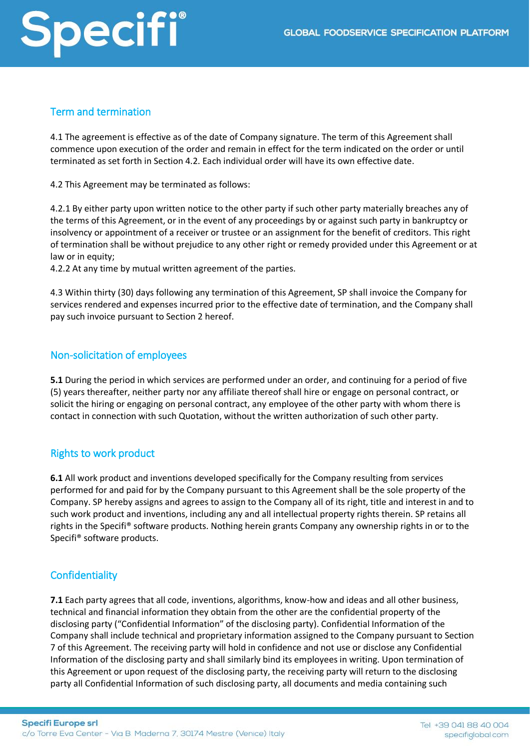## Term and termination

4.1 The agreement is effective as of the date of Company signature. The term of this Agreement shall commence upon execution of the order and remain in effect for the term indicated on the order or until terminated as set forth in Section 4.2. Each individual order will have its own effective date.

4.2 This Agreement may be terminated as follows:

4.2.1 By either party upon written notice to the other party if such other party materially breaches any of the terms of this Agreement, or in the event of any proceedings by or against such party in bankruptcy or insolvency or appointment of a receiver or trustee or an assignment for the benefit of creditors. This right of termination shall be without prejudice to any other right or remedy provided under this Agreement or at law or in equity;
4.2.2 At any time by mutual written agreement of the parties.

4.3 Within thirty (30) days following any termination of this Agreement, SP shall invoice the Company for services rendered and expenses incurred prior to the effective date of termination, and the Company shall pay such invoice pursuant to Section 2 hereof.

## Non-solicitation of employees

**5.1** During the period in which services are performed under an order, and continuing for a period of five (5) years thereafter, neither party nor any affiliate thereof shall hire or engage on personal contract, or solicit the hiring or engaging on personal contract, any employee of the other party with whom there is contact in connection with such Quotation, without the written authorization of such other party.

## Rights to work product

**6.1** All work product and inventions developed specifically for the Company resulting from services performed for and paid for by the Company pursuant to this Agreement shall be the sole property of the Company. SP hereby assigns and agrees to assign to the Company all of its right, title and interest in and to such work product and inventions, including any and all intellectual property rights therein. SP retains all rights in the Specifi® software products. Nothing herein grants Company any ownership rights in or to the Specifi® software products.

## Confidentiality

**7.1** Each party agrees that all code, inventions, algorithms, know-how and ideas and all other business, technical and financial information they obtain from the other are the confidential property of the disclosing party ("Confidential Information" of the disclosing party). Confidential Information of the Company shall include technical and proprietary information assigned to the Company pursuant to Section 7 of this Agreement. The receiving party will hold in confidence and not use or disclose any Confidential Information of the disclosing party and shall similarly bind its employees in writing. Upon termination of this Agreement or upon request of the disclosing party, the receiving party will return to the disclosing party all Confidential Information of such disclosing party, all documents and media containing such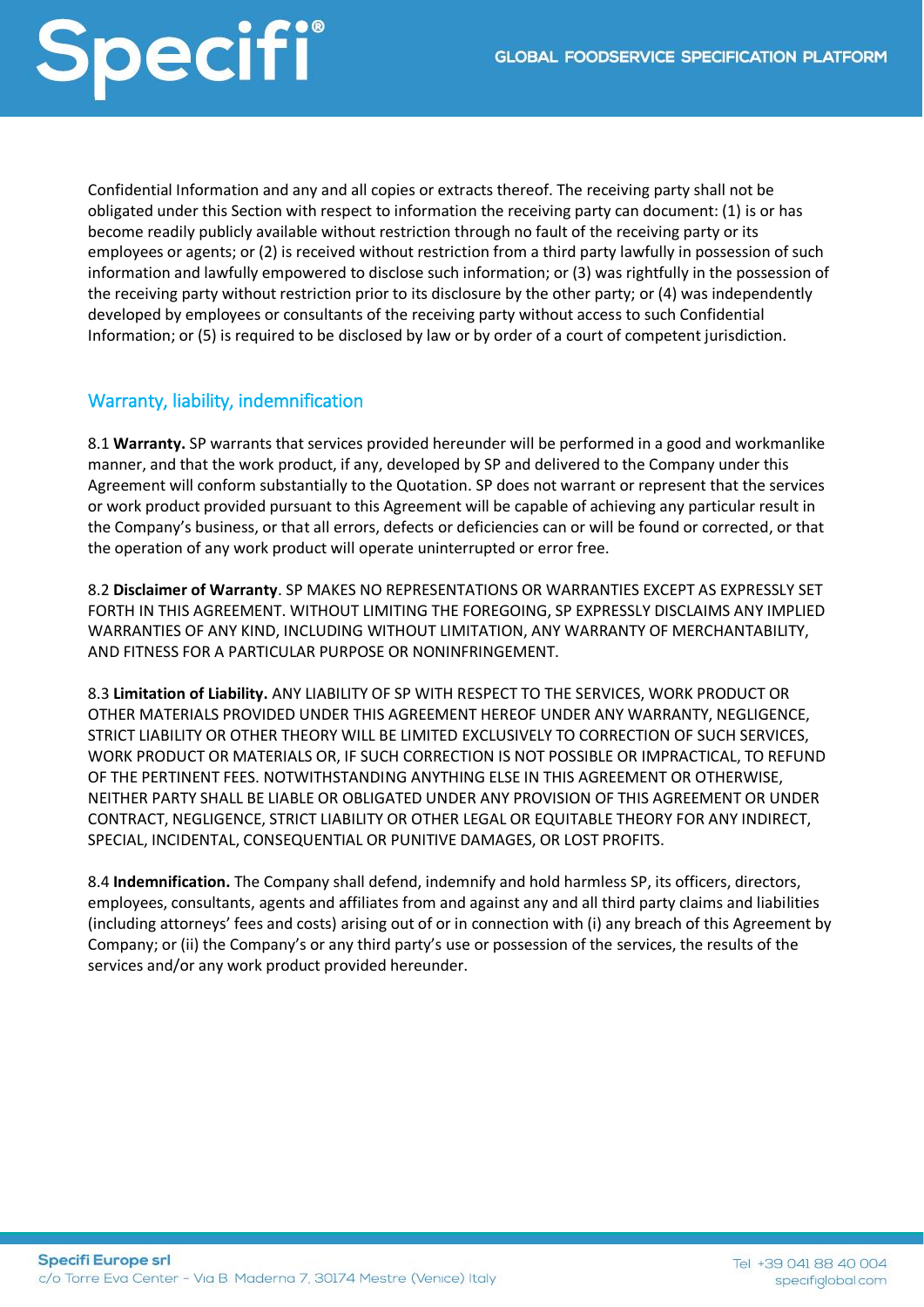Confidential Information and any and all copies or extracts thereof. The receiving party shall not be obligated under this Section with respect to information the receiving party can document: (1) is or has become readily publicly available without restriction through no fault of the receiving party or its employees or agents; or (2) is received without restriction from a third party lawfully in possession of such information and lawfully empowered to disclose such information; or (3) was rightfully in the possession of the receiving party without restriction prior to its disclosure by the other party; or (4) was independently developed by employees or consultants of the receiving party without access to such Confidential Information; or (5) is required to be disclosed by law or by order of a court of competent jurisdiction.

## Warranty, liability, indemnification

8.1 **Warranty.** SP warrants that services provided hereunder will be performed in a good and workmanlike manner, and that the work product, if any, developed by SP and delivered to the Company under this Agreement will conform substantially to the Quotation. SP does not warrant or represent that the services or work product provided pursuant to this Agreement will be capable of achieving any particular result in the Company's business, or that all errors, defects or deficiencies can or will be found or corrected, or that the operation of any work product will operate uninterrupted or error free.

8.2 **Disclaimer of Warranty**. SP MAKES NO REPRESENTATIONS OR WARRANTIES EXCEPT AS EXPRESSLY SET FORTH IN THIS AGREEMENT. WITHOUT LIMITING THE FOREGOING, SP EXPRESSLY DISCLAIMS ANY IMPLIED WARRANTIES OF ANY KIND, INCLUDING WITHOUT LIMITATION, ANY WARRANTY OF MERCHANTABILITY, AND FITNESS FOR A PARTICULAR PURPOSE OR NONINFRINGEMENT.

8.3 **Limitation of Liability.** ANY LIABILITY OF SP WITH RESPECT TO THE SERVICES, WORK PRODUCT OR OTHER MATERIALS PROVIDED UNDER THIS AGREEMENT HEREOF UNDER ANY WARRANTY, NEGLIGENCE, STRICT LIABILITY OR OTHER THEORY WILL BE LIMITED EXCLUSIVELY TO CORRECTION OF SUCH SERVICES, WORK PRODUCT OR MATERIALS OR, IF SUCH CORRECTION IS NOT POSSIBLE OR IMPRACTICAL, TO REFUND OF THE PERTINENT FEES. NOTWITHSTANDING ANYTHING ELSE IN THIS AGREEMENT OR OTHERWISE, NEITHER PARTY SHALL BE LIABLE OR OBLIGATED UNDER ANY PROVISION OF THIS AGREEMENT OR UNDER CONTRACT, NEGLIGENCE, STRICT LIABILITY OR OTHER LEGAL OR EQUITABLE THEORY FOR ANY INDIRECT, SPECIAL, INCIDENTAL, CONSEQUENTIAL OR PUNITIVE DAMAGES, OR LOST PROFITS.

8.4 **Indemnification.** The Company shall defend, indemnify and hold harmless SP, its officers, directors, employees, consultants, agents and affiliates from and against any and all third party claims and liabilities (including attorneys' fees and costs) arising out of or in connection with (i) any breach of this Agreement by Company; or (ii) the Company's or any third party's use or possession of the services, the results of the services and/or any work product provided hereunder.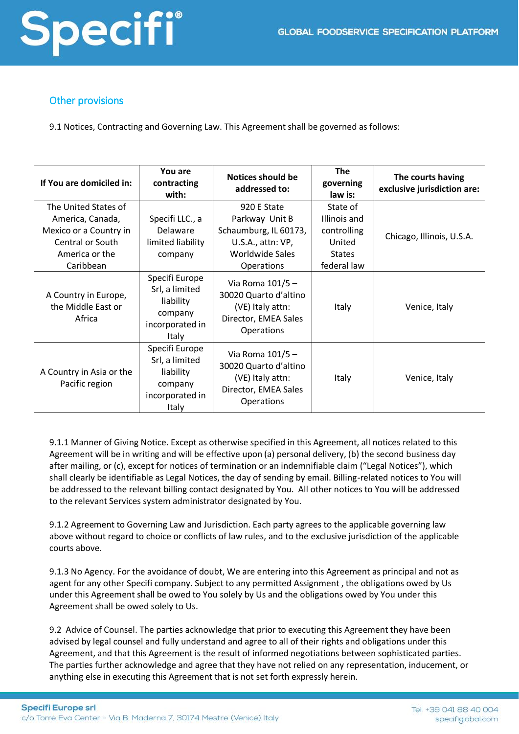## Other provisions

9.1 Notices, Contracting and Governing Law. This Agreement shall be governed as follows:

| If You are domiciled in: | You are contracting with: | Notices should be addressed to: | The governing law is: | The courts having exclusive jurisdiction are: |
|---|---|---|---|---|
| The United States of America, Canada, Mexico or a Country in Central or South America or the Caribbean | Specifi LLC., a Delaware limited liability company | 920 E State Parkway Unit B Schaumburg, IL 60173, U.S.A., attn: VP, Worldwide Sales Operations | State of Illinois and controlling United States federal law | Chicago, Illinois, U.S.A. |
| A Country in Europe, the Middle East or Africa | Specifi Europe Srl, a limited liability company incorporated in Italy | Via Roma 101/5 – 30020 Quarto d'altino (VE) Italy attn: Director, EMEA Sales Operations | Italy | Venice, Italy |
| A Country in Asia or the Pacific region | Specifi Europe Srl, a limited liability company incorporated in Italy | Via Roma 101/5 – 30020 Quarto d'altino (VE) Italy attn: Director, EMEA Sales Operations | Italy | Venice, Italy |

9.1.1 Manner of Giving Notice. Except as otherwise specified in this Agreement, all notices related to this Agreement will be in writing and will be effective upon (a) personal delivery, (b) the second business day after mailing, or (c), except for notices of termination or an indemnifiable claim ("Legal Notices"), which shall clearly be identifiable as Legal Notices, the day of sending by email. Billing-related notices to You will be addressed to the relevant billing contact designated by You. All other notices to You will be addressed to the relevant Services system administrator designated by You.

9.1.2 Agreement to Governing Law and Jurisdiction. Each party agrees to the applicable governing law above without regard to choice or conflicts of law rules, and to the exclusive jurisdiction of the applicable courts above.

9.1.3 No Agency. For the avoidance of doubt, We are entering into this Agreement as principal and not as agent for any other Specifi company. Subject to any permitted Assignment , the obligations owed by Us under this Agreement shall be owed to You solely by Us and the obligations owed by You under this Agreement shall be owed solely to Us.

9.2 Advice of Counsel. The parties acknowledge that prior to executing this Agreement they have been advised by legal counsel and fully understand and agree to all of their rights and obligations under this Agreement, and that this Agreement is the result of informed negotiations between sophisticated parties. The parties further acknowledge and agree that they have not relied on any representation, inducement, or anything else in executing this Agreement that is not set forth expressly herein.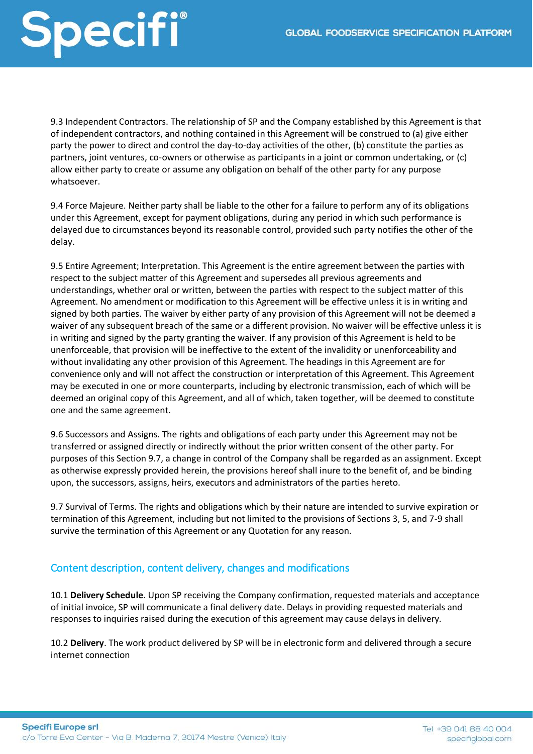9.3 Independent Contractors. The relationship of SP and the Company established by this Agreement is that of independent contractors, and nothing contained in this Agreement will be construed to (a) give either party the power to direct and control the day-to-day activities of the other, (b) constitute the parties as partners, joint ventures, co-owners or otherwise as participants in a joint or common undertaking, or (c) allow either party to create or assume any obligation on behalf of the other party for any purpose whatsoever.

9.4 Force Majeure. Neither party shall be liable to the other for a failure to perform any of its obligations under this Agreement, except for payment obligations, during any period in which such performance is delayed due to circumstances beyond its reasonable control, provided such party notifies the other of the delay.

9.5 Entire Agreement; Interpretation. This Agreement is the entire agreement between the parties with respect to the subject matter of this Agreement and supersedes all previous agreements and understandings, whether oral or written, between the parties with respect to the subject matter of this Agreement. No amendment or modification to this Agreement will be effective unless it is in writing and signed by both parties. The waiver by either party of any provision of this Agreement will not be deemed a waiver of any subsequent breach of the same or a different provision. No waiver will be effective unless it is in writing and signed by the party granting the waiver. If any provision of this Agreement is held to be unenforceable, that provision will be ineffective to the extent of the invalidity or unenforceability and without invalidating any other provision of this Agreement. The headings in this Agreement are for convenience only and will not affect the construction or interpretation of this Agreement. This Agreement may be executed in one or more counterparts, including by electronic transmission, each of which will be deemed an original copy of this Agreement, and all of which, taken together, will be deemed to constitute one and the same agreement.

9.6 Successors and Assigns. The rights and obligations of each party under this Agreement may not be transferred or assigned directly or indirectly without the prior written consent of the other party. For purposes of this Section 9.7, a change in control of the Company shall be regarded as an assignment. Except as otherwise expressly provided herein, the provisions hereof shall inure to the benefit of, and be binding upon, the successors, assigns, heirs, executors and administrators of the parties hereto.

9.7 Survival of Terms. The rights and obligations which by their nature are intended to survive expiration or termination of this Agreement, including but not limited to the provisions of Sections 3, 5, and 7-9 shall survive the termination of this Agreement or any Quotation for any reason.

## Content description, content delivery, changes and modifications

10.1 **Delivery Schedule**. Upon SP receiving the Company confirmation, requested materials and acceptance of initial invoice, SP will communicate a final delivery date. Delays in providing requested materials and responses to inquiries raised during the execution of this agreement may cause delays in delivery.

10.2 **Delivery**. The work product delivered by SP will be in electronic form and delivered through a secure internet connection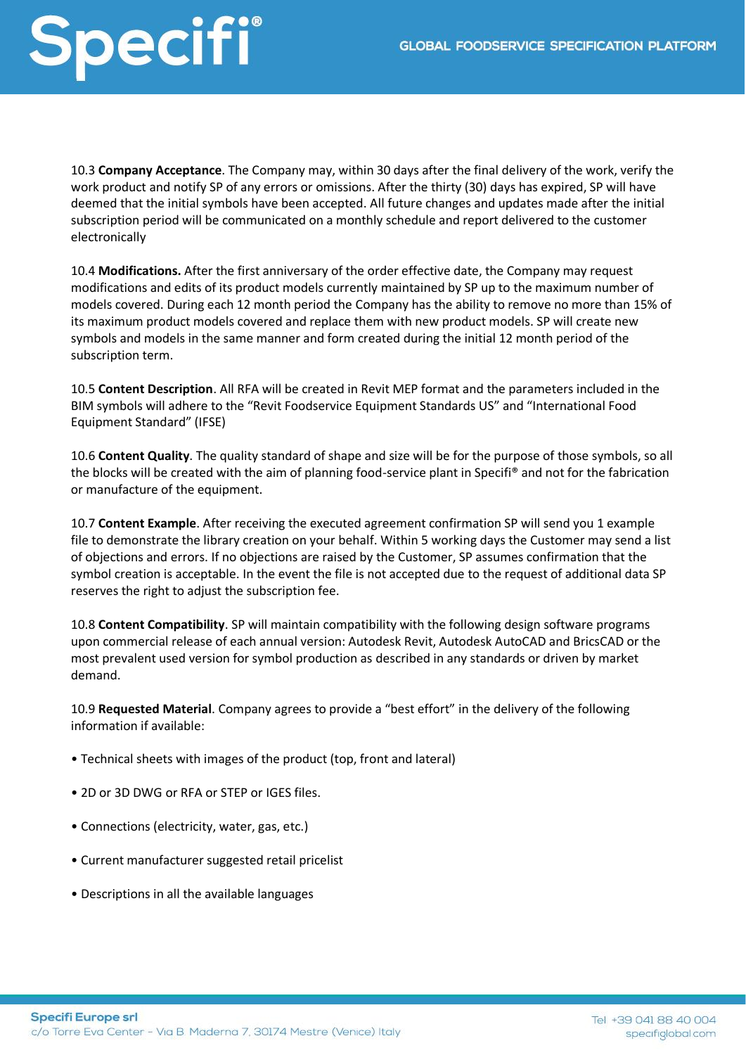10.3 **Company Acceptance**. The Company may, within 30 days after the final delivery of the work, verify the work product and notify SP of any errors or omissions. After the thirty (30) days has expired, SP will have deemed that the initial symbols have been accepted. All future changes and updates made after the initial subscription period will be communicated on a monthly schedule and report delivered to the customer electronically

10.4 **Modifications.** After the first anniversary of the order effective date, the Company may request modifications and edits of its product models currently maintained by SP up to the maximum number of models covered. During each 12 month period the Company has the ability to remove no more than 15% of its maximum product models covered and replace them with new product models. SP will create new symbols and models in the same manner and form created during the initial 12 month period of the subscription term.

10.5 **Content Description**. All RFA will be created in Revit MEP format and the parameters included in the BIM symbols will adhere to the "Revit Foodservice Equipment Standards US" and "International Food Equipment Standard" (IFSE)

10.6 **Content Quality**. The quality standard of shape and size will be for the purpose of those symbols, so all the blocks will be created with the aim of planning food-service plant in Specifi® and not for the fabrication or manufacture of the equipment.

10.7 **Content Example**. After receiving the executed agreement confirmation SP will send you 1 example file to demonstrate the library creation on your behalf. Within 5 working days the Customer may send a list of objections and errors. If no objections are raised by the Customer, SP assumes confirmation that the symbol creation is acceptable. In the event the file is not accepted due to the request of additional data SP reserves the right to adjust the subscription fee.

10.8 **Content Compatibility**. SP will maintain compatibility with the following design software programs upon commercial release of each annual version: Autodesk Revit, Autodesk AutoCAD and BricsCAD or the most prevalent used version for symbol production as described in any standards or driven by market demand.

10.9 **Requested Material**. Company agrees to provide a "best effort" in the delivery of the following information if available:

- Technical sheets with images of the product (top, front and lateral)
- 2D or 3D DWG or RFA or STEP or IGES files.
- Connections (electricity, water, gas, etc.)
- Current manufacturer suggested retail pricelist
- Descriptions in all the available languages